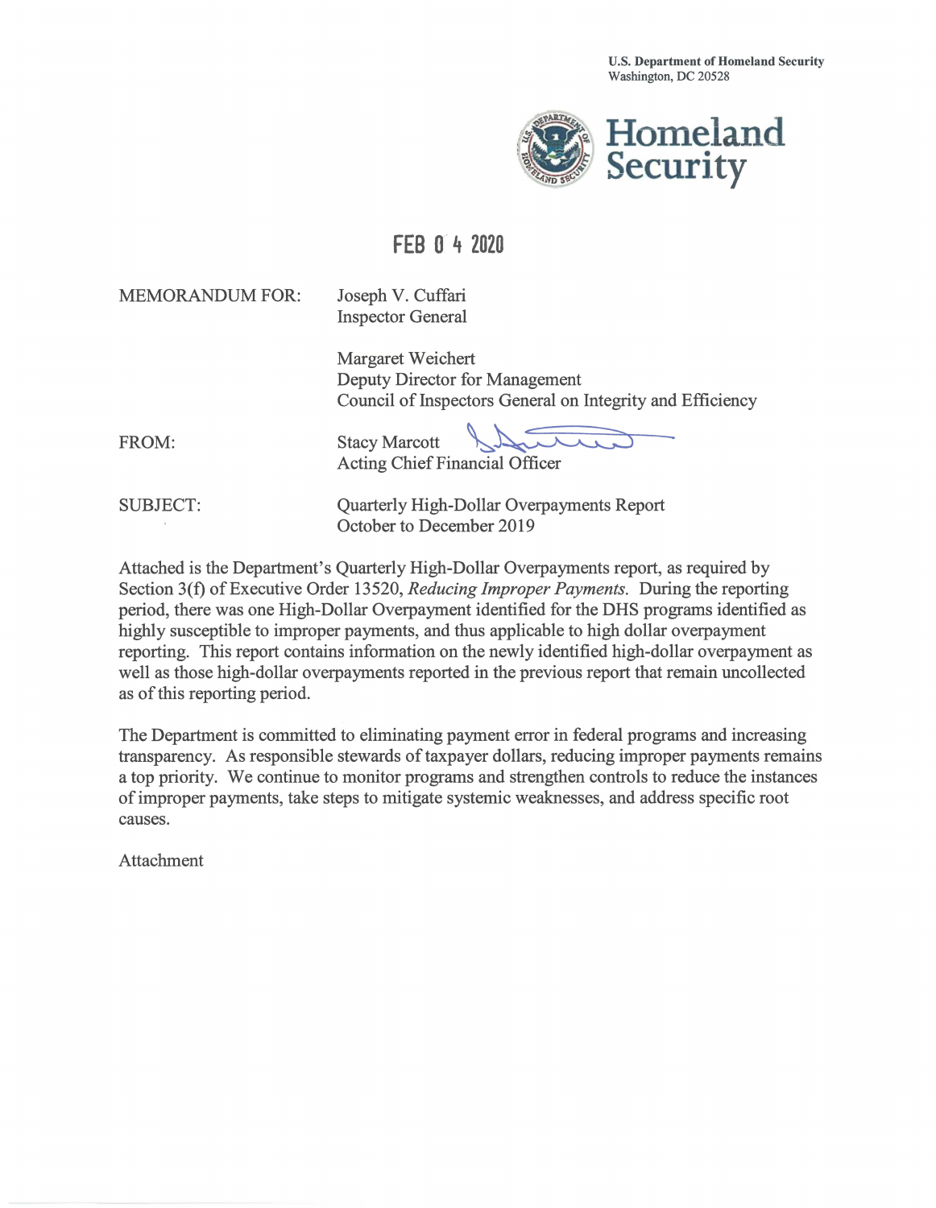U.S. Department of Homeland Security
Washington, DC 20528

Homeland Security

FEB 04 2020

MEMORANDUM FOR: Joseph V. Cuffari
Inspector General

Margaret Weichert
Deputy Director for Management
Council of Inspectors General on Integrity and Efficiency

FROM: Stacy Marcott
Acting Chief Financial Officer

SUBJECT: Quarterly High-Dollar Overpayments Report
October to December 2019

Attached is the Department's Quarterly High-Dollar Overpayments report, as required by Section 3(f) of Executive Order 13520, *Reducing Improper Payments.* During the reporting period, there was one High-Dollar Overpayment identified for the DHS programs identified as highly susceptible to improper payments, and thus applicable to high dollar overpayment reporting. This report contains information on the newly identified high-dollar overpayment as well as those high-dollar overpayments reported in the previous report that remain uncollected as of this reporting period.

The Department is committed to eliminating payment error in federal programs and increasing transparency. As responsible stewards of taxpayer dollars, reducing improper payments remains a top priority. We continue to monitor programs and strengthen controls to reduce the instances of improper payments, take steps to mitigate systemic weaknesses, and address specific root causes.

Attachment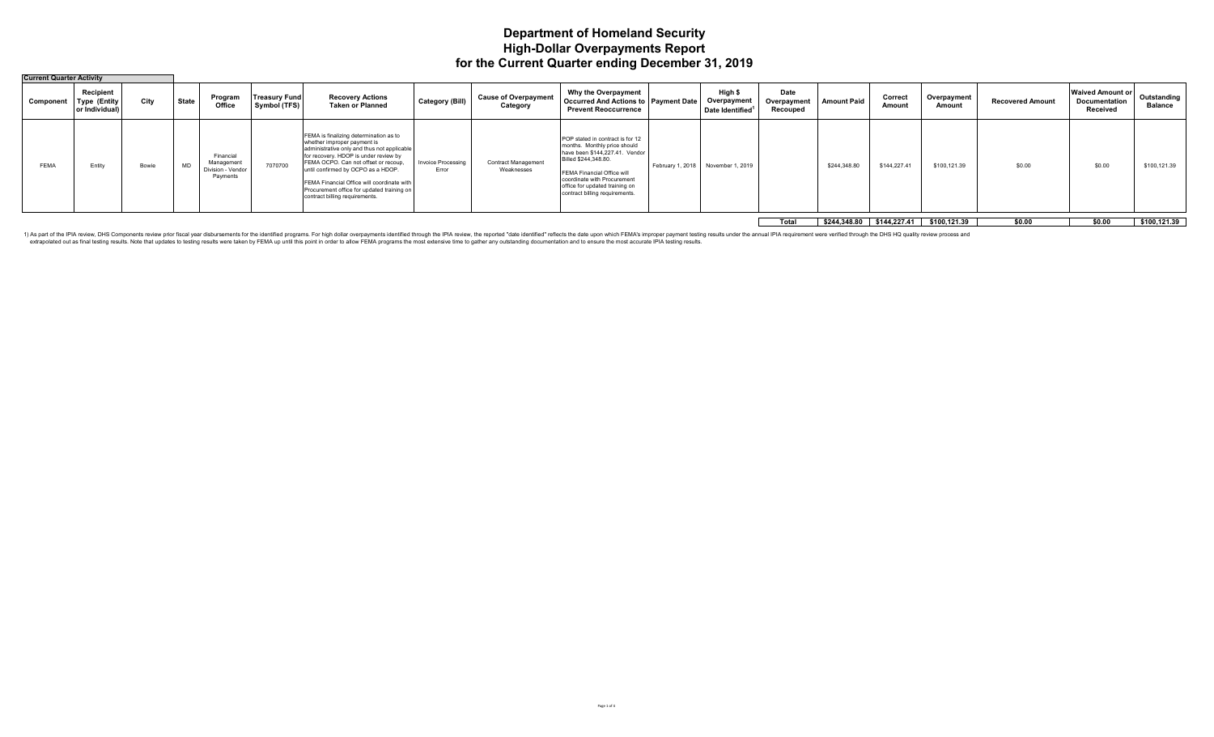# Department of Homeland Security
# High-Dollar Overpayments Report
# for the Current Quarter ending December 31, 2019

**Current Quarter Activity**

| Component | Recipient Type (Entity or Individual) | City | State | Program Office | Treasury Fund Symbol (TFS) | Recovery Actions Taken or Planned | Category (Bill) | Cause of Overpayment Category | Why the Overpayment Occurred And Actions to Prevent Reoccurrence | Payment Date | High $ Overpayment Date Identified[1] | Date Overpayment Recouped | Amount Paid | Correct Amount | Overpayment Amount | Recovered Amount | Waived Amount or Documentation Received | Outstanding Balance |
|---|---|---|---|---|---|---|---|---|---|---|---|---|---|---|---|---|---|---|
| FEMA | Entity | Bowie | MD | Financial Management Division - Vendor Payments | 7070700 | FEMA is finalizing determination as to whether improper payment is administrative only and thus not applicable for recovery. HDOP is under review by FEMA OCPO. Can not offset or recoup, until confirmed by OCPO as a HDOP. FEMA Financial Office will coordinate with Procurement office for updated training on contract billing requirements. | Invoice Processing Error | Contract Management Weaknesses | POP stated in contract is for 12 months. Monthly price should have been $144,227.41. Vendor Billed $244,348.80. FEMA Financial Office will coordinate with Procurement office for updated training on contract billing requirements. | February 1, 2018 | November 1, 2019 | | $244,348.80 | $144,227.41 | $100,121.39 | $0.00 | $0.00 | $100,121.39 |
| | | | | | | | | | | | | **Total** | **$244,348.80** | **$144,227.41** | **$100,121.39** | **$0.00** | **$0.00** | **$100,121.39** |

1) As part of the IPIA review, DHS Components review prior fiscal year disbursements for the identified programs. For high dollar overpayments identified through the IPIA review, the reported "date identified" reflects the date upon which FEMA's improper payment testing results under the annual IPIA requirement were verified through the DHS HQ quality review process and extrapolated out as final testing results. Note that updates to testing results were taken by FEMA up until this point in order to allow FEMA programs the most extensive time to gather any outstanding documentation and to ensure the most accurate IPIA testing results.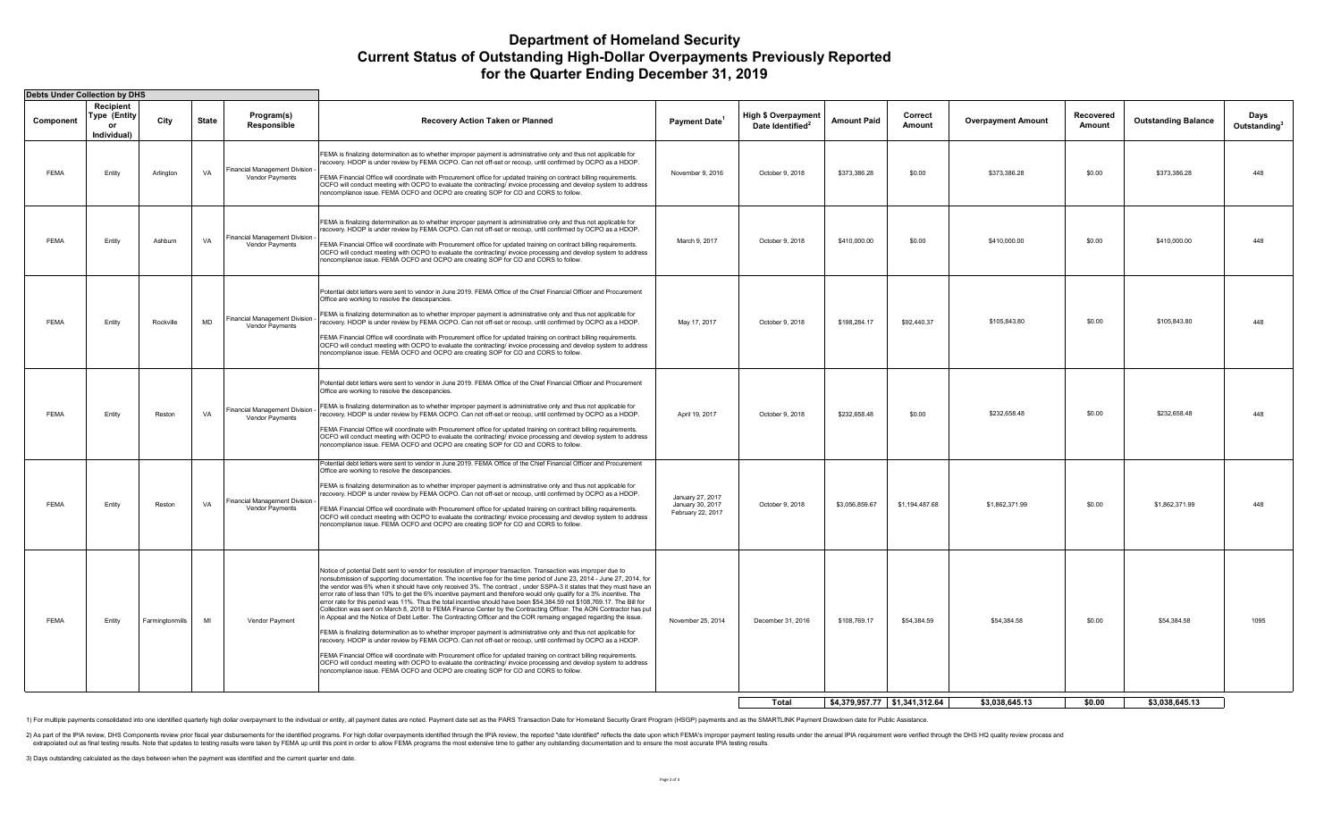# Department of Homeland Security
## Current Status of Outstanding High-Dollar Overpayments Previously Reported
## for the Quarter Ending December 31, 2019

**Debts Under Collection by DHS**

| Component | Recipient Type (Entity or Individual) | City | State | Program(s) Responsible | Recovery Action Taken or Planned | Payment Date[1] | High $ Overpayment Date Identified[2] | Amount Paid | Correct Amount | Overpayment Amount | Recovered Amount | Outstanding Balance | Days Outstanding[3] |
|---|---|---|---|---|---|---|---|---|---|---|---|---|---|
| FEMA | Entity | Arlington | VA | Financial Management Division - Vendor Payments | FEMA is finalizing determination as to whether improper payment is administrative only and thus not applicable for recovery. HDOP is under review by FEMA OCPO. Can not off-set or recoup, until confirmed by OCPO as a HDOP. FEMA Financial Office will coordinate with Procurement office for updated training on contract billing requirements. OCFO will conduct meeting with OCPO to evaluate the contracting/ invoice processing and develop system to address noncompliance issue. FEMA OCFO and OCPO are creating SOP for CO and CORS to follow. | November 9, 2016 | October 9, 2018 | $373,386.28 | $0.00 | $373,386.28 | $0.00 | $373,386.28 | 448 |
| FEMA | Entity | Ashburn | VA | Financial Management Division - Vendor Payments | FEMA is finalizing determination as to whether improper payment is administrative only and thus not applicable for recovery. HDOP is under review by FEMA OCPO. Can not off-set or recoup, until confirmed by OCPO as a HDOP. FEMA Financial Office will coordinate with Procurement office for updated training on contract billing requirements. OCFO will conduct meeting with OCPO to evaluate the contracting/ invoice processing and develop system to address noncompliance issue. FEMA OCFO and OCPO are creating SOP for CO and CORS to follow. | March 9, 2017 | October 9, 2018 | $410,000.00 | $0.00 | $410,000.00 | $0.00 | $410,000.00 | 448 |
| FEMA | Entity | Rockville | MD | Financial Management Division - Vendor Payments | Potential debt letters were sent to vendor in June 2019. FEMA Office of the Chief Financial Officer and Procurement Office are working to resolve the descepancies. FEMA is finalizing determination as to whether improper payment is administrative only and thus not applicable for recovery. HDOP is under review by FEMA OCPO. Can not off-set or recoup, until confirmed by OCPO as a HDOP. FEMA Financial Office will coordinate with Procurement office for updated training on contract billing requirements. OCFO will conduct meeting with OCPO to evaluate the contracting/ invoice processing and develop system to address noncompliance issue. FEMA OCFO and OCPO are creating SOP for CO and CORS to follow. | May 17, 2017 | October 9, 2018 | $198,284.17 | $92,440.37 | $105,843.80 | $0.00 | $105,843.80 | 448 |
| FEMA | Entity | Reston | VA | Financial Management Division - Vendor Payments | Potential debt letters were sent to vendor in June 2019. FEMA Office of the Chief Financial Officer and Procurement Office are working to resolve the descepancies. FEMA is finalizing determination as to whether improper payment is administrative only and thus not applicable for recovery. HDOP is under review by FEMA OCPO. Can not off-set or recoup, until confirmed by OCPO as a HDOP. FEMA Financial Office will coordinate with Procurement office for updated training on contract billing requirements. OCFO will conduct meeting with OCPO to evaluate the contracting/ invoice processing and develop system to address noncompliance issue. FEMA OCFO and OCPO are creating SOP for CO and CORS to follow. | April 19, 2017 | October 9, 2018 | $232,658.48 | $0.00 | $232,658.48 | $0.00 | $232,658.48 | 448 |
| FEMA | Entity | Reston | VA | Financial Management Division - Vendor Payments | Potential debt letters were sent to vendor in June 2019. FEMA Office of the Chief Financial Officer and Procurement Office are working to resolve the descepancies. FEMA is finalizing determination as to whether improper payment is administrative only and thus not applicable for recovery. HDOP is under review by FEMA OCPO. Can not off-set or recoup, until confirmed by OCPO as a HDOP. FEMA Financial Office will coordinate with Procurement office for updated training on contract billing requirements. OCFO will conduct meeting with OCPO to evaluate the contracting/ invoice processing and develop system to address noncompliance issue. FEMA OCFO and OCPO are creating SOP for CO and CORS to follow. | January 27, 2017 January 30, 2017 February 22, 2017 | October 9, 2018 | $3,056,859.67 | $1,194,487.68 | $1,862,371.99 | $0.00 | $1,862,371.99 | 448 |
| FEMA | Entity | Farmingtonmills | MI | Vendor Payment | Notice of potential Debt sent to vendor for resolution of improper transaction. Transaction was improper due to nonsubmission of supporting documentation. The incentive fee for the time period of June 23, 2014 - June 27, 2014, for the vendor was 6% when it should have only received 3%. The contract , under SSPA-3 it states that they must have an error rate of less than 10% to get the 6% incentive payment and therefore would only qualify for a 3% incentive. The error rate for this period was 11%. Thus the total incentive should have been $54,384.59 not $108,769.17. The Bill for Collection was sent on March 8, 2018 to FEMA Finance Center by the Contracting Officer. The AON Contractor has put in Appeal and the Notice of Debt Letter. The Contracting Officer and the COR remaing engaged regarding the issue. FEMA is finalizing determination as to whether improper payment is administrative only and thus not applicable for recovery. HDOP is under review by FEMA OCPO. Can not off-set or recoup, until confirmed by OCPO as a HDOP. FEMA Financial Office will coordinate with Procurement office for updated training on contract billing requirements. OCFO will conduct meeting with OCPO to evaluate the contracting/ invoice processing and develop system to address noncompliance issue. FEMA OCFO and OCPO are creating SOP for CO and CORS to follow. | November 25, 2014 | December 31, 2016 | $108,769.17 | $54,384.59 | $54,384.58 | $0.00 | $54,384.58 | 1095 |
| | | | | | | | **Total** | **$4,379,957.77** | **$1,341,312.64** | **$3,038,645.13** | **$0.00** | **$3,038,645.13** | |

1) For multiple payments consolidated into one identified quarterly high dollar overpayment to the individual or entity, all payment dates are noted. Payment date set as the PARS Transaction Date for Homeland Security Grant Program (HSGP) payments and as the SMARTLINK Payment Drawdown date for Public Assistance.

2) As part of the IPIA review, DHS Components review prior fiscal year disbursements for the identified programs. For high dollar overpayments identified through the IPIA review, the reported "date identified" reflects the date upon which FEMA's improper payment testing results under the annual IPIA requirement were verified through the DHS HQ quality review process and extrapolated out as final testing results. Note that updates to testing results were taken by FEMA up until this point in order to allow FEMA programs the most extensive time to gather any outstanding documentation and to ensure the most accurate IPIA testing results.

3) Days outstanding calculated as the days between when the payment was identified and the current quarter end date.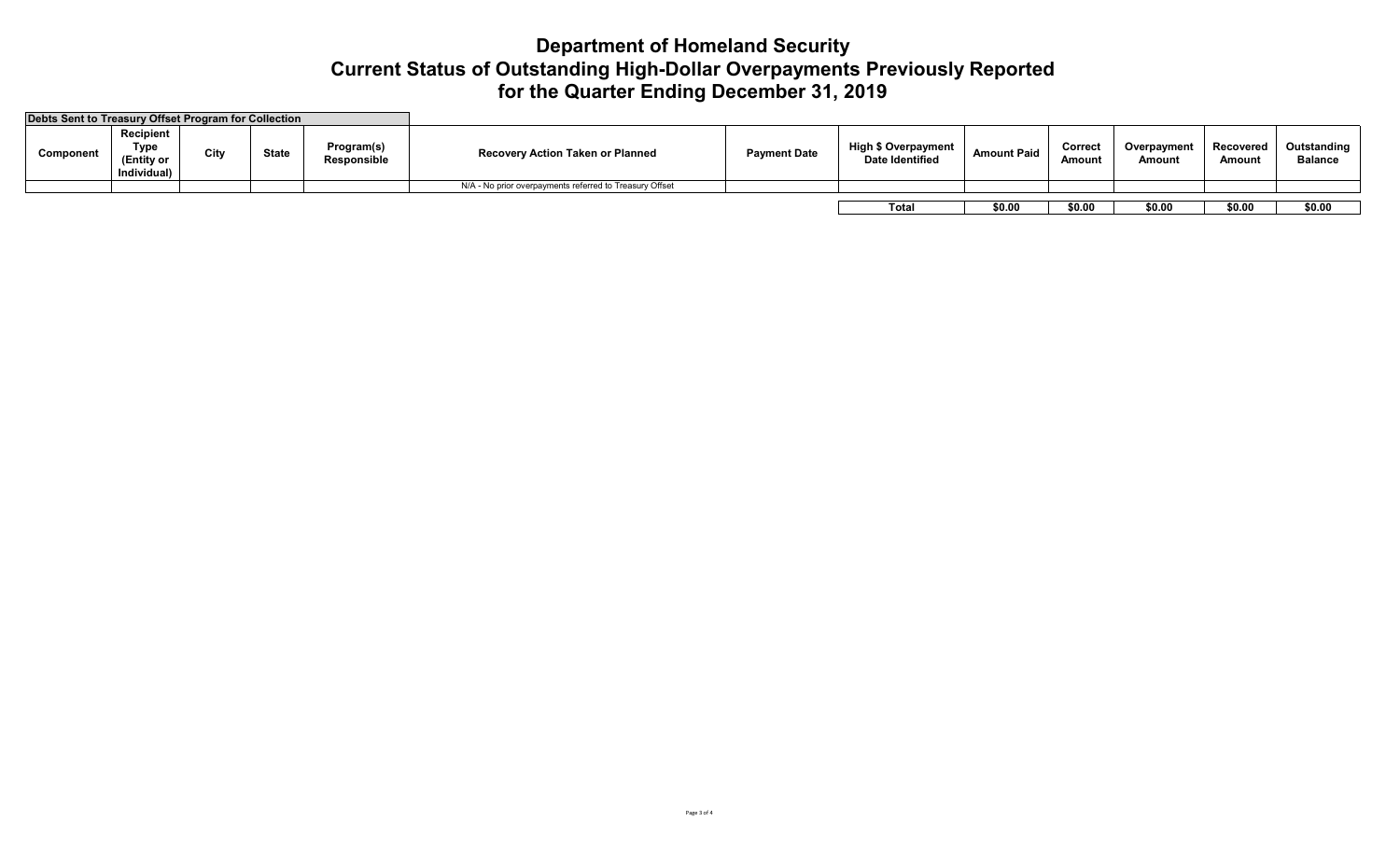# Department of Homeland Security
# Current Status of Outstanding High-Dollar Overpayments Previously Reported
# for the Quarter Ending December 31, 2019

**Debts Sent to Treasury Offset Program for Collection**

| Component | Recipient Type (Entity or Individual) | City | State | Program(s) Responsible | Recovery Action Taken or Planned | Payment Date | High $ Overpayment Date Identified | Amount Paid | Correct Amount | Overpayment Amount | Recovered Amount | Outstanding Balance |
|---|---|---|---|---|---|---|---|---|---|---|---|---|
| | | | | | N/A - No prior overpayments referred to Treasury Offset | | | | | | | |
| | | | | | | | **Total** | **$0.00** | **$0.00** | **$0.00** | **$0.00** | **$0.00** |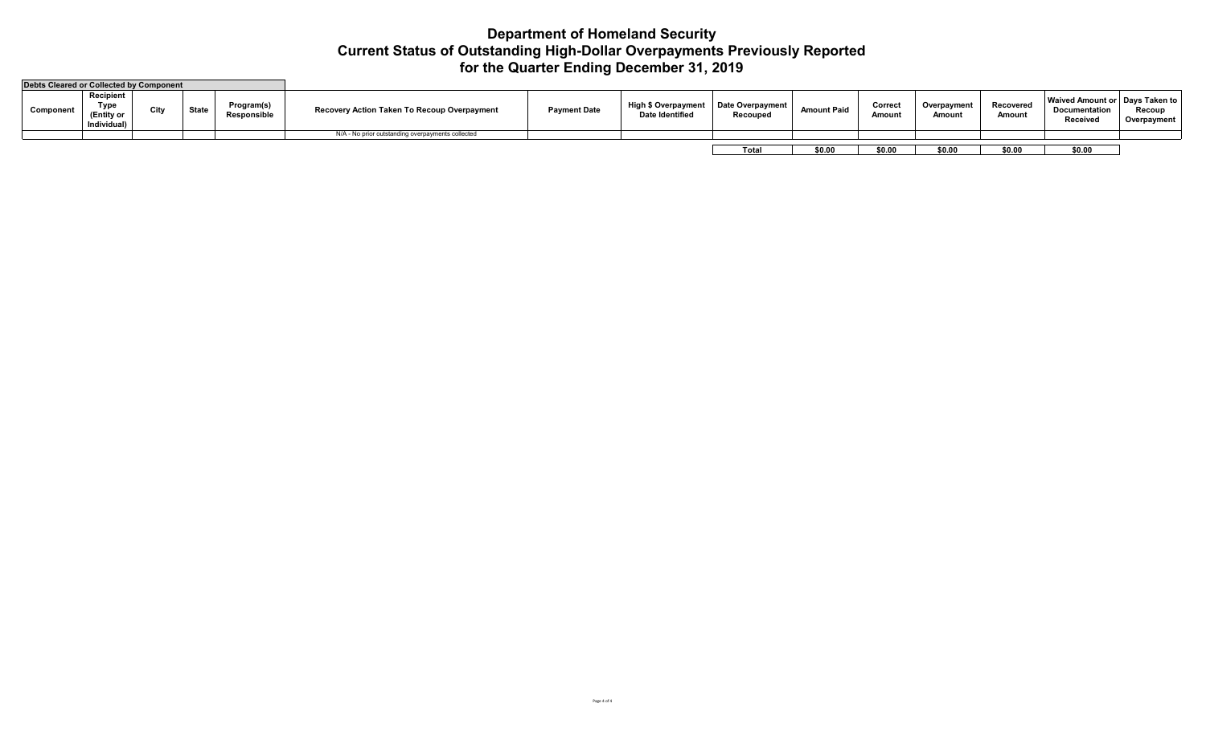# Department of Homeland Security
## Current Status of Outstanding High-Dollar Overpayments Previously Reported
## for the Quarter Ending December 31, 2019

**Debts Cleared or Collected by Component**

| Component | Recipient Type (Entity or Individual) | City | State | Program(s) Responsible | Recovery Action Taken To Recoup Overpayment | Payment Date | High $ Overpayment Date Identified | Date Overpayment Recouped | Amount Paid | Correct Amount | Overpayment Amount | Recovered Amount | Waived Amount or Documentation Received | Days Taken to Recoup Overpayment |
|---|---|---|---|---|---|---|---|---|---|---|---|---|---|---|
| | | | | | N/A - No prior outstanding overpayments collected | | | | | | | | | |
| | | | | | | | | **Total** | **$0.00** | **$0.00** | **$0.00** | **$0.00** | **$0.00** | |